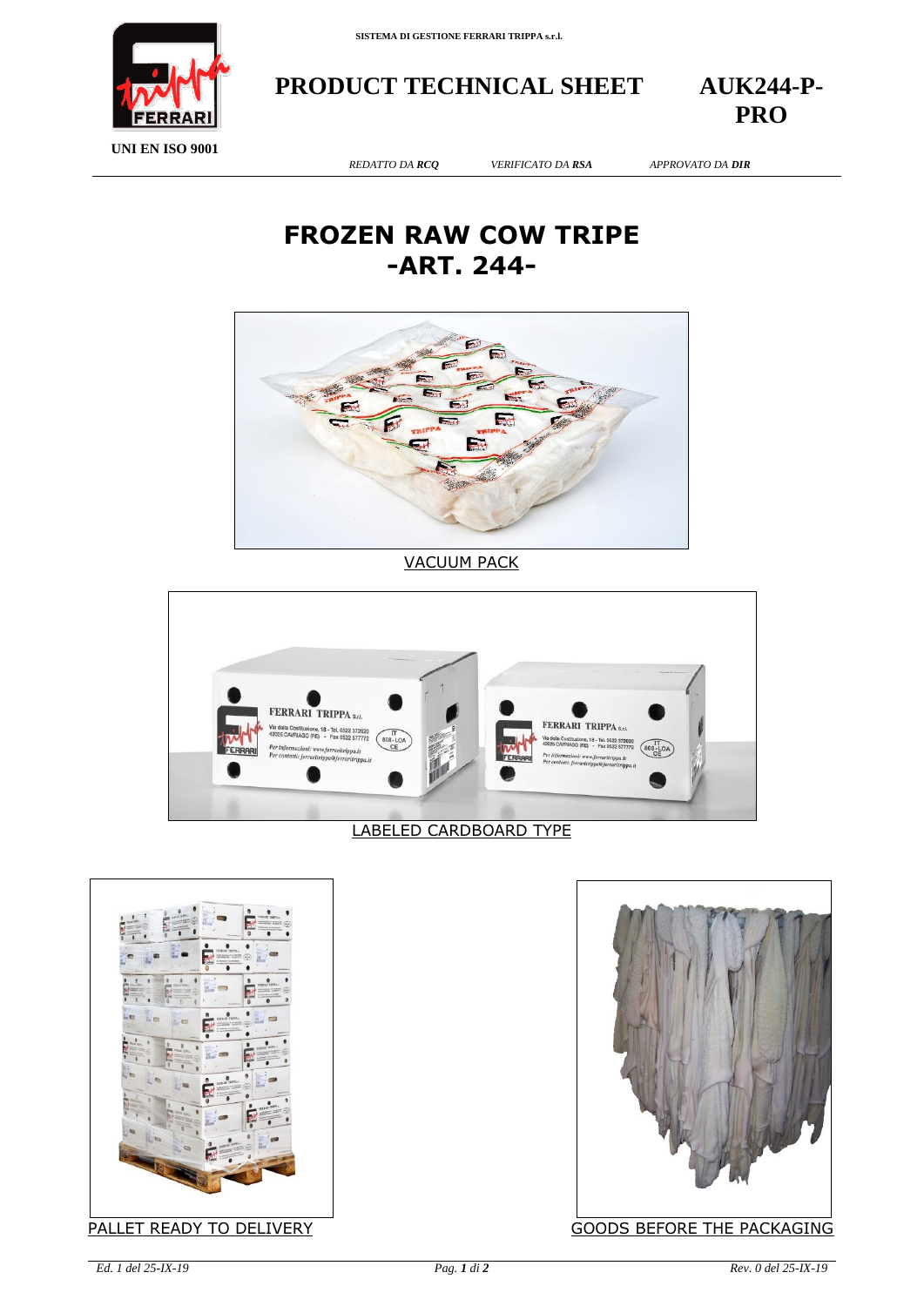SISTEMA DI GESTIONE FERRARI TRIPPA s.r.l.

UNI EN ISO 9001

# PRODUCT TECHNICAL SHEET

**AUK244-P-PRO**

*REDATTO DA **RCQ*** *VERIFICATO DA **RSA*** *APPROVATO DA **DIR***

# FROZEN RAW COW TRIPE
# -ART. 244-

VACUUM PACK

LABELED CARDBOARD TYPE

PALLET READY TO DELIVERY

GOODS BEFORE THE PACKAGING

*Ed. 1 del 25-IX-19* *Rev. 0 del 25-IX-19*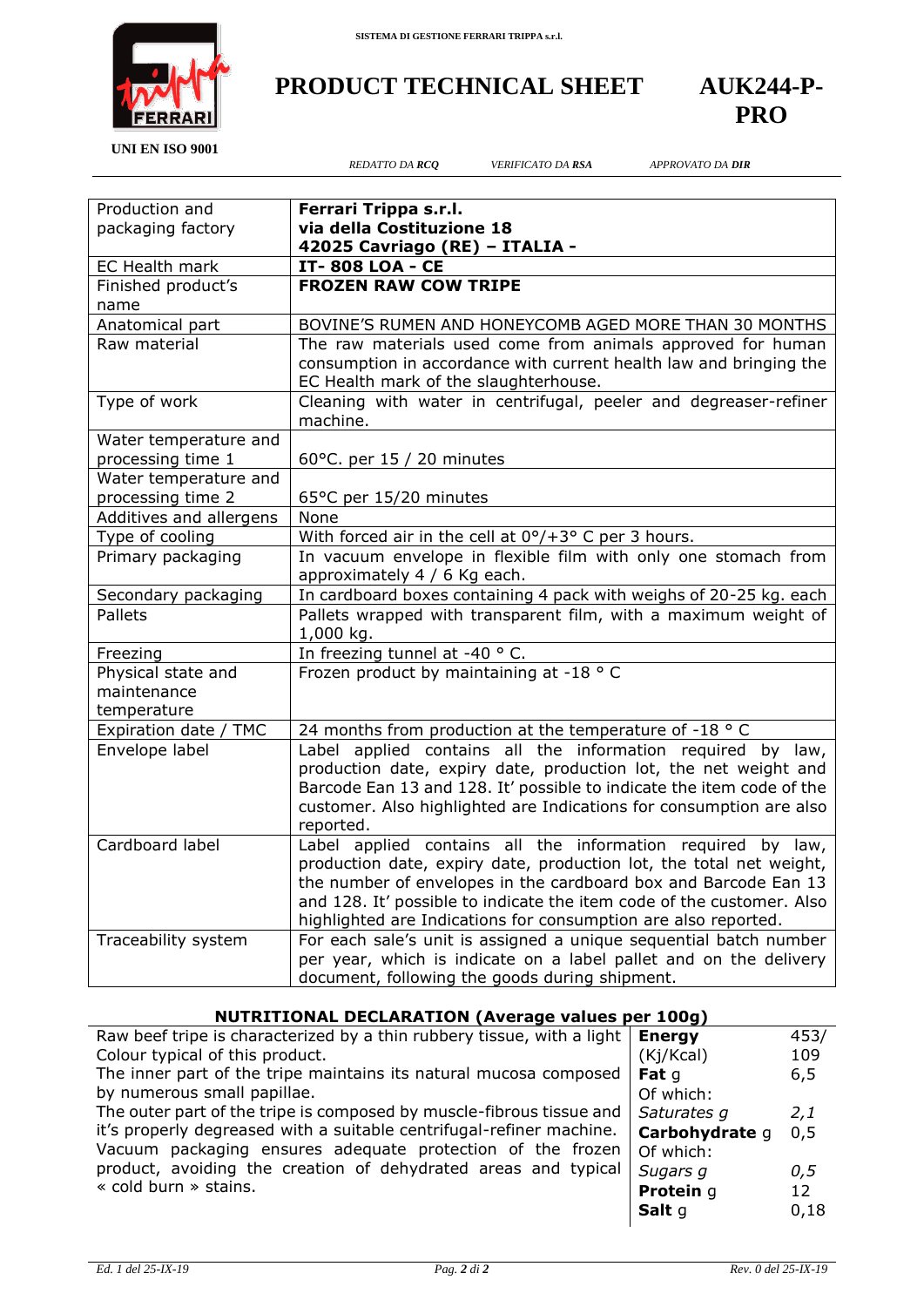SISTEMA DI GESTIONE FERRARI TRIPPA s.r.l.

UNI EN ISO 9001

# PRODUCT TECHNICAL SHEET AUK244-P-PRO

*REDATTO DA **RCQ*** *VERIFICATO DA **RSA*** *APPROVATO DA **DIR***

| | |
|---|---|
| Production and packaging factory | **Ferrari Trippa s.r.l. via della Costituzione 18 42025 Cavriago (RE) – ITALIA -** |
| EC Health mark | **IT- 808 LOA - CE** |
| Finished product's name | **FROZEN RAW COW TRIPE** |
| Anatomical part | BOVINE'S RUMEN AND HONEYCOMB AGED MORE THAN 30 MONTHS |
| Raw material | The raw materials used come from animals approved for human consumption in accordance with current health law and bringing the EC Health mark of the slaughterhouse. |
| Type of work | Cleaning with water in centrifugal, peeler and degreaser-refiner machine. |
| Water temperature and processing time 1 | 60°C. per 15 / 20 minutes |
| Water temperature and processing time 2 | 65°C per 15/20 minutes |
| Additives and allergens | None |
| Type of cooling | With forced air in the cell at 0°/+3° C per 3 hours. |
| Primary packaging | In vacuum envelope in flexible film with only one stomach from approximately 4 / 6 Kg each. |
| Secondary packaging | In cardboard boxes containing 4 pack with weighs of 20-25 kg. each |
| Pallets | Pallets wrapped with transparent film, with a maximum weight of 1,000 kg. |
| Freezing | In freezing tunnel at -40 ° C. |
| Physical state and maintenance temperature | Frozen product by maintaining at -18 ° C |
| Expiration date / TMC | 24 months from production at the temperature of -18 ° C |
| Envelope label | Label applied contains all the information required by law, production date, expiry date, production lot, the net weight and Barcode Ean 13 and 128. It' possible to indicate the item code of the customer. Also highlighted are Indications for consumption are also reported. |
| Cardboard label | Label applied contains all the information required by law, production date, expiry date, production lot, the total net weight, the number of envelopes in the cardboard box and Barcode Ean 13 and 128. It' possible to indicate the item code of the customer. Also highlighted are Indications for consumption are also reported. |
| Traceability system | For each sale's unit is assigned a unique sequential batch number per year, which is indicate on a label pallet and on the delivery document, following the goods during shipment. |

## NUTRITIONAL DECLARATION (Average values per 100g)

Raw beef tripe is characterized by a thin rubbery tissue, with a light Colour typical of this product.
The inner part of the tripe maintains its natural mucosa composed by numerous small papillae.
The outer part of the tripe is composed by muscle-fibrous tissue and it's properly degreased with a suitable centrifugal-refiner machine.
Vacuum packaging ensures adequate protection of the frozen product, avoiding the creation of dehydrated areas and typical « cold burn » stains.

| | |
|---|---|
| **Energy** (Kj/Kcal) | 453/ 109 |
| **Fat** g | 6,5 |
| Of which: *Saturates g* | *2,1* |
| **Carbohydrate** g | 0,5 |
| Of which: *Sugars g* | *0,5* |
| **Protein** g | 12 |
| **Salt** g | 0,18 |

*Ed. 1 del 25-IX-19* *Rev. 0 del 25-IX-19*